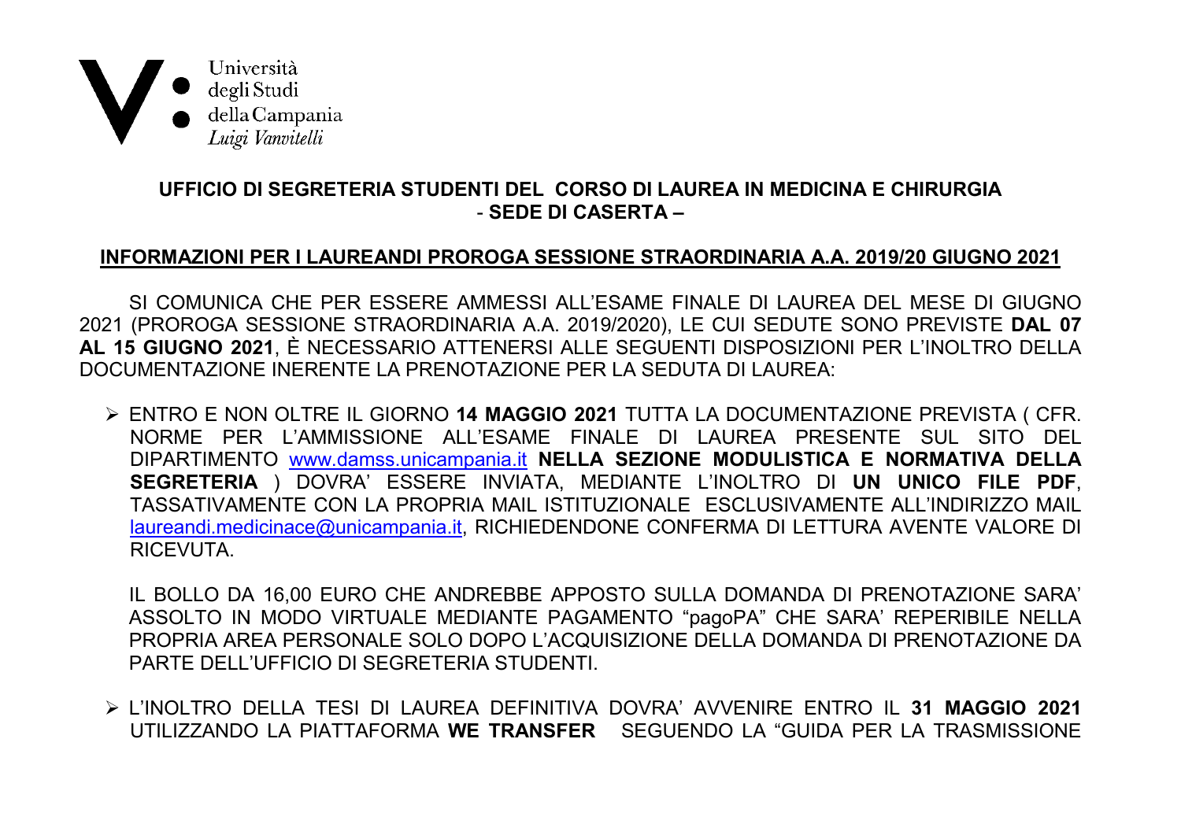Università
degli Studi
della Campania
*Luigi Vanvitelli*

## UFFICIO DI SEGRETERIA STUDENTI DEL CORSO DI LAUREA IN MEDICINA E CHIRURGIA - SEDE DI CASERTA –

## INFORMAZIONI PER I LAUREANDI PROROGA SESSIONE STRAORDINARIA A.A. 2019/20 GIUGNO 2021

SI COMUNICA CHE PER ESSERE AMMESSI ALL'ESAME FINALE DI LAUREA DEL MESE DI GIUGNO 2021 (PROROGA SESSIONE STRAORDINARIA A.A. 2019/2020), LE CUI SEDUTE SONO PREVISTE **DAL 07 AL 15 GIUGNO 2021**, È NECESSARIO ATTENERSI ALLE SEGUENTI DISPOSIZIONI PER L'INOLTRO DELLA DOCUMENTAZIONE INERENTE LA PRENOTAZIONE PER LA SEDUTA DI LAUREA:

- ENTRO E NON OLTRE IL GIORNO **14 MAGGIO 2021** TUTTA LA DOCUMENTAZIONE PREVISTA ( CFR. NORME PER L'AMMISSIONE ALL'ESAME FINALE DI LAUREA PRESENTE SUL SITO DEL DIPARTIMENTO www.damss.unicampania.it **NELLA SEZIONE MODULISTICA E NORMATIVA DELLA SEGRETERIA** ) DOVRA' ESSERE INVIATA, MEDIANTE L'INOLTRO DI **UN UNICO FILE PDF**, TASSATIVAMENTE CON LA PROPRIA MAIL ISTITUZIONALE ESCLUSIVAMENTE ALL'INDIRIZZO MAIL laureandi.medicinace@unicampania.it, RICHIEDENDONE CONFERMA DI LETTURA AVENTE VALORE DI RICEVUTA.

  IL BOLLO DA 16,00 EURO CHE ANDREBBE APPOSTO SULLA DOMANDA DI PRENOTAZIONE SARA' ASSOLTO IN MODO VIRTUALE MEDIANTE PAGAMENTO "pagoPA" CHE SARA' REPERIBILE NELLA PROPRIA AREA PERSONALE SOLO DOPO L'ACQUISIZIONE DELLA DOMANDA DI PRENOTAZIONE DA PARTE DELL'UFFICIO DI SEGRETERIA STUDENTI.

- L'INOLTRO DELLA TESI DI LAUREA DEFINITIVA DOVRA' AVVENIRE ENTRO IL **31 MAGGIO 2021** UTILIZZANDO LA PIATTAFORMA **WE TRANSFER** SEGUENDO LA "GUIDA PER LA TRASMISSIONE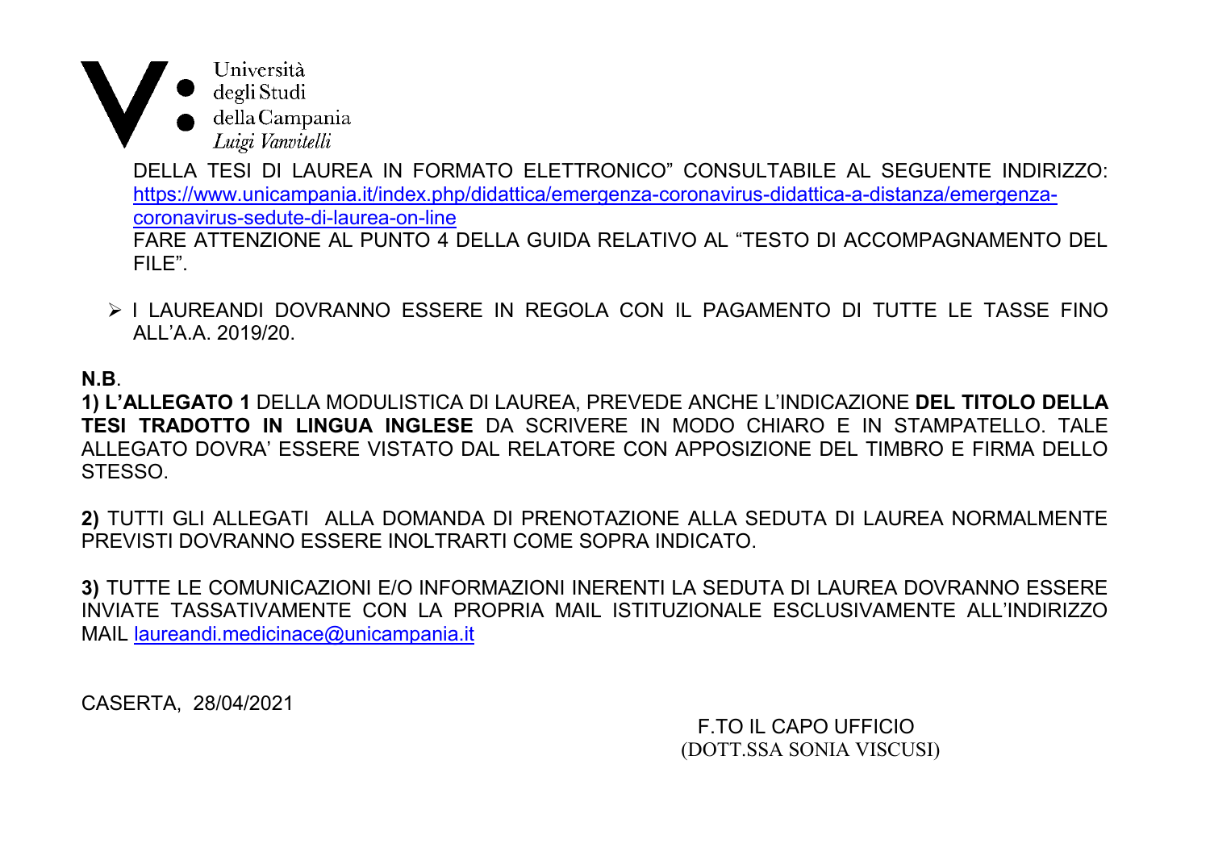DELLA TESI DI LAUREA IN FORMATO ELETTRONICO" CONSULTABILE AL SEGUENTE INDIRIZZO: https://www.unicampania.it/index.php/didattica/emergenza-coronavirus-didattica-a-distanza/emergenza-coronavirus-sedute-di-laurea-on-line
FARE ATTENZIONE AL PUNTO 4 DELLA GUIDA RELATIVO AL "TESTO DI ACCOMPAGNAMENTO DEL FILE".

- I LAUREANDI DOVRANNO ESSERE IN REGOLA CON IL PAGAMENTO DI TUTTE LE TASSE FINO ALL'A.A. 2019/20.

**N.B**.
**1) L'ALLEGATO 1** DELLA MODULISTICA DI LAUREA, PREVEDE ANCHE L'INDICAZIONE **DEL TITOLO DELLA TESI TRADOTTO IN LINGUA INGLESE** DA SCRIVERE IN MODO CHIARO E IN STAMPATELLO. TALE ALLEGATO DOVRA' ESSERE VISTATO DAL RELATORE CON APPOSIZIONE DEL TIMBRO E FIRMA DELLO STESSO.

**2)** TUTTI GLI ALLEGATI ALLA DOMANDA DI PRENOTAZIONE ALLA SEDUTA DI LAUREA NORMALMENTE PREVISTI DOVRANNO ESSERE INOLTRARTI COME SOPRA INDICATO.

**3)** TUTTE LE COMUNICAZIONI E/O INFORMAZIONI INERENTI LA SEDUTA DI LAUREA DOVRANNO ESSERE INVIATE TASSATIVAMENTE CON LA PROPRIA MAIL ISTITUZIONALE ESCLUSIVAMENTE ALL'INDIRIZZO MAIL laureandi.medicinace@unicampania.it

CASERTA, 28/04/2021

F.TO IL CAPO UFFICIO
(DOTT.SSA SONIA VISCUSI)